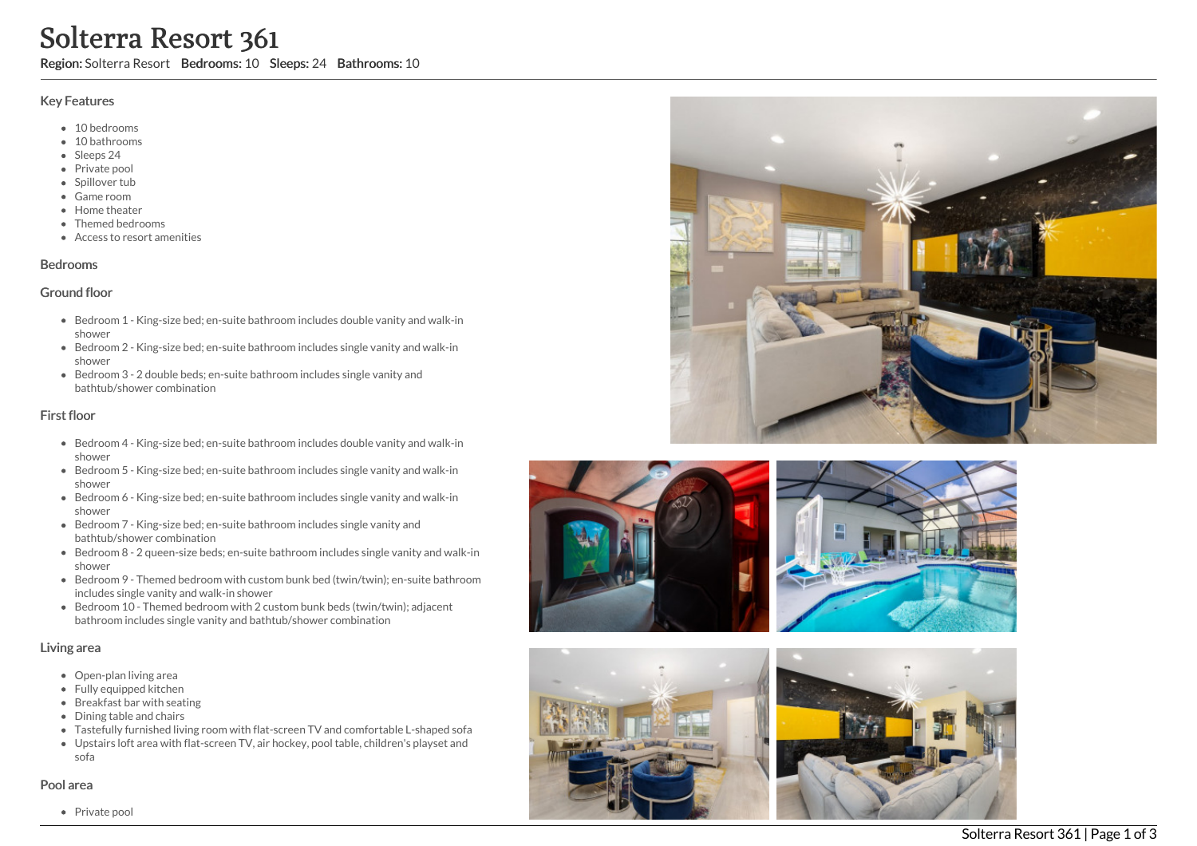# Solterra Resort 361

**Region:** Solterra Resort **Bedrooms:** 10 **Sleeps:** 24 **Bathrooms:** 10

## Key Features

- 10 bedrooms
- 10 bathrooms
- Sleeps 24
- Private pool
- Spillover tub
- Game room
- Home theater
- Themed bedrooms
- Access to resort amenities

## Bedrooms

### Ground floor

- Bedroom 1 - King-size bed; en-suite bathroom includes double vanity and walk-in shower
- Bedroom 2 - King-size bed; en-suite bathroom includes single vanity and walk-in shower
- Bedroom 3 - 2 double beds; en-suite bathroom includes single vanity and bathtub/shower combination

### First floor

- Bedroom 4 - King-size bed; en-suite bathroom includes double vanity and walk-in shower
- Bedroom 5 - King-size bed; en-suite bathroom includes single vanity and walk-in shower
- Bedroom 6 - King-size bed; en-suite bathroom includes single vanity and walk-in shower
- Bedroom 7 - King-size bed; en-suite bathroom includes single vanity and bathtub/shower combination
- Bedroom 8 - 2 queen-size beds; en-suite bathroom includes single vanity and walk-in shower
- Bedroom 9 - Themed bedroom with custom bunk bed (twin/twin); en-suite bathroom includes single vanity and walk-in shower
- Bedroom 10 - Themed bedroom with 2 custom bunk beds (twin/twin); adjacent bathroom includes single vanity and bathtub/shower combination

## Living area

- Open-plan living area
- Fully equipped kitchen
- Breakfast bar with seating
- Dining table and chairs
- Tastefully furnished living room with flat-screen TV and comfortable L-shaped sofa
- Upstairs loft area with flat-screen TV, air hockey, pool table, children's playset and sofa

## Pool area

- Private pool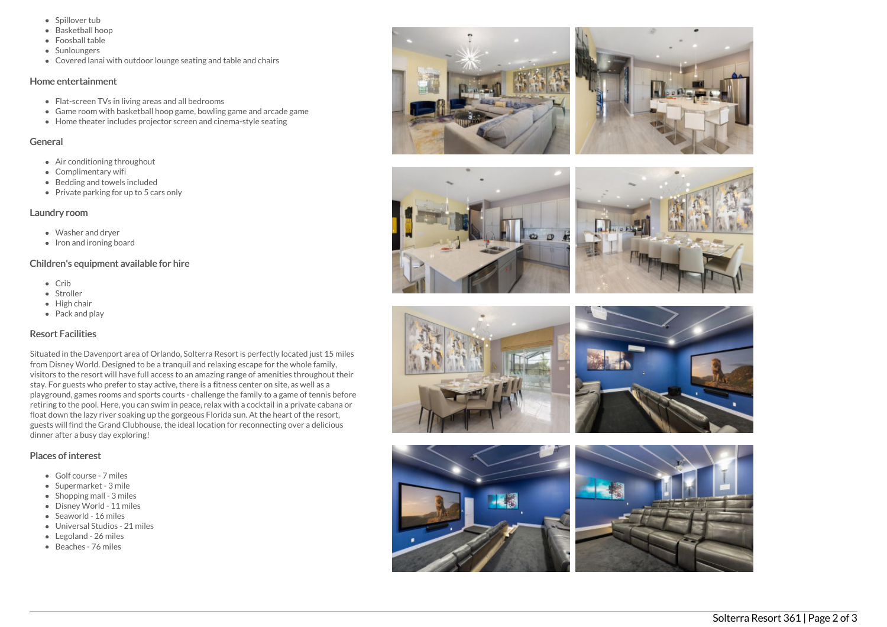- Spillover tub
- Basketball hoop
- Foosball table
- Sunloungers
- Covered lanai with outdoor lounge seating and table and chairs

## Home entertainment

- Flat-screen TVs in living areas and all bedrooms
- Game room with basketball hoop game, bowling game and arcade game
- Home theater includes projector screen and cinema-style seating

## General

- Air conditioning throughout
- Complimentary wifi
- Bedding and towels included
- Private parking for up to 5 cars only

## Laundry room

- Washer and dryer
- Iron and ironing board

## Children's equipment available for hire

- Crib
- Stroller
- High chair
- Pack and play

## Resort Facilities

Situated in the Davenport area of Orlando, Solterra Resort is perfectly located just 15 miles from Disney World. Designed to be a tranquil and relaxing escape for the whole family, visitors to the resort will have full access to an amazing range of amenities throughout their stay. For guests who prefer to stay active, there is a fitness center on site, as well as a playground, games rooms and sports courts - challenge the family to a game of tennis before retiring to the pool. Here, you can swim in peace, relax with a cocktail in a private cabana or float down the lazy river soaking up the gorgeous Florida sun. At the heart of the resort, guests will find the Grand Clubhouse, the ideal location for reconnecting over a delicious dinner after a busy day exploring!

## Places of interest

- Golf course - 7 miles
- Supermarket - 3 mile
- Shopping mall - 3 miles
- Disney World - 11 miles
- Seaworld - 16 miles
- Universal Studios - 21 miles
- Legoland - 26 miles
- Beaches - 76 miles